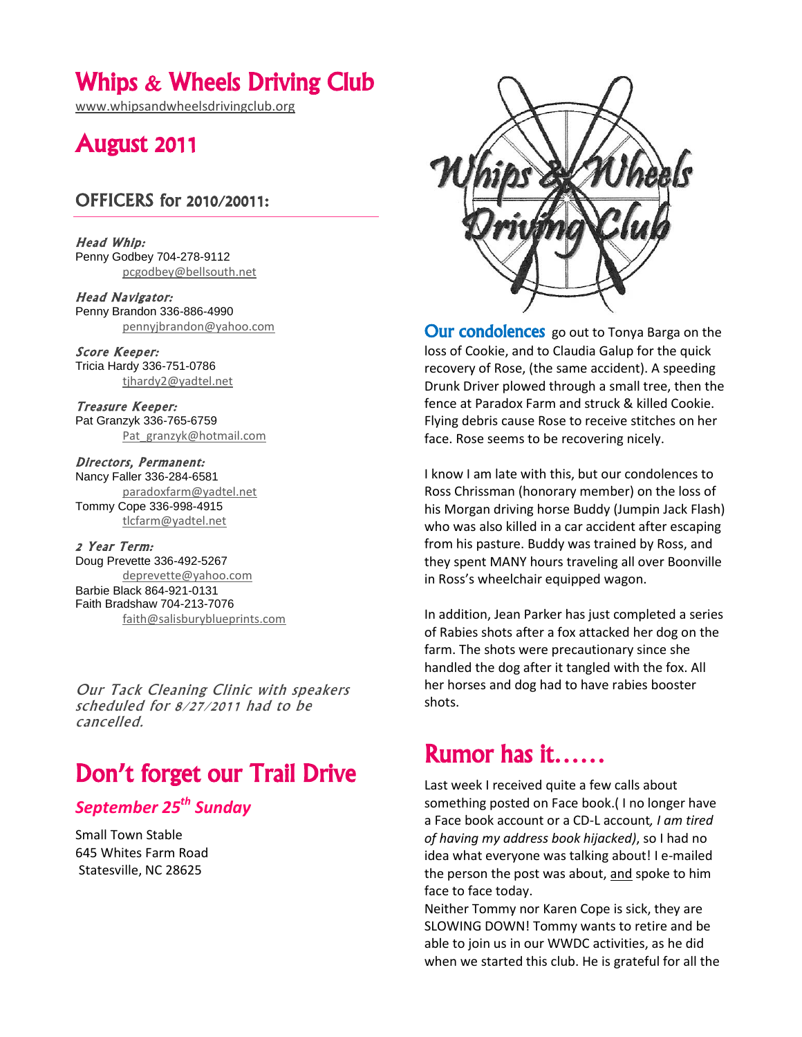# Whips & Wheels Driving Club

www.whipsandwheelsdrivingclub.org

# August 2011

## OFFICERS for 2010/20011:

***Head Whip:***
Penny Godbey 704-278-9112
pcgodbey@bellsouth.net

***Head Navigator:***
Penny Brandon 336-886-4990
pennyjbrandon@yahoo.com

***Score Keeper:***
Tricia Hardy 336-751-0786
tjhardy2@yadtel.net

***Treasure Keeper:***
Pat Granzyk 336-765-6759
Pat_granzyk@hotmail.com

***Directors, Permanent:***
Nancy Faller 336-284-6581
paradoxfarm@yadtel.net
Tommy Cope 336-998-4915
tlcfarm@yadtel.net

***2 Year Term:***
Doug Prevette 336-492-5267
deprevette@yahoo.com
Barbie Black 864-921-0131
Faith Bradshaw 704-213-7076
faith@salisburyblueprints.com

*Our Tack Cleaning Clinic with speakers scheduled for 8/27/2011 had to be cancelled.*

# Don't forget our Trail Drive

### *September 25th Sunday*

Small Town Stable
645 Whites Farm Road
Statesville, NC 28625

**Our condolences** go out to Tonya Barga on the loss of Cookie, and to Claudia Galup for the quick recovery of Rose, (the same accident). A speeding Drunk Driver plowed through a small tree, then the fence at Paradox Farm and struck & killed Cookie. Flying debris cause Rose to receive stitches on her face. Rose seems to be recovering nicely.

I know I am late with this, but our condolences to Ross Chrissman (honorary member) on the loss of his Morgan driving horse Buddy (Jumpin Jack Flash) who was also killed in a car accident after escaping from his pasture. Buddy was trained by Ross, and they spent MANY hours traveling all over Boonville in Ross's wheelchair equipped wagon.

In addition, Jean Parker has just completed a series of Rabies shots after a fox attacked her dog on the farm. The shots were precautionary since she handled the dog after it tangled with the fox. All her horses and dog had to have rabies booster shots.

# Rumor has it……

Last week I received quite a few calls about something posted on Face book.( I no longer have a Face book account or a CD-L account*, I am tired of having my address book hijacked)*, so I had no idea what everyone was talking about! I e-mailed the person the post was about, and spoke to him face to face today.

Neither Tommy nor Karen Cope is sick, they are SLOWING DOWN! Tommy wants to retire and be able to join us in our WWDC activities, as he did when we started this club. He is grateful for all the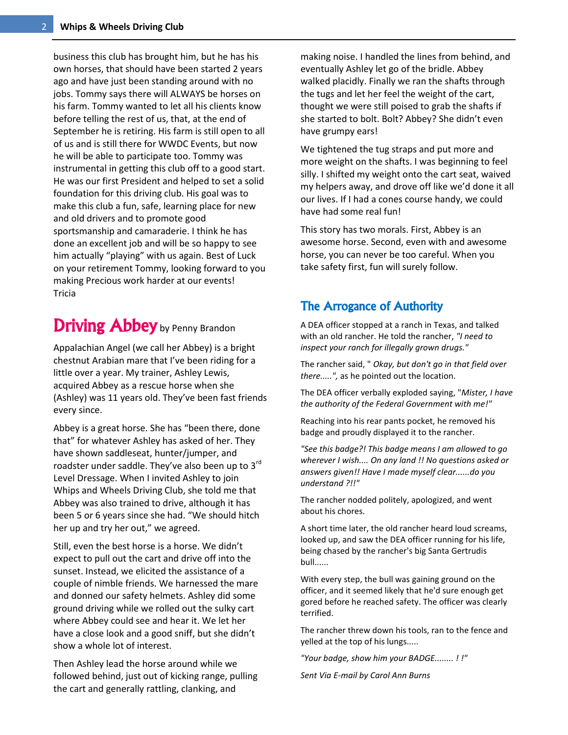business this club has brought him, but he has his own horses, that should have been started 2 years ago and have just been standing around with no jobs. Tommy says there will ALWAYS be horses on his farm. Tommy wanted to let all his clients know before telling the rest of us, that, at the end of September he is retiring. His farm is still open to all of us and is still there for WWDC Events, but now he will be able to participate too. Tommy was instrumental in getting this club off to a good start. He was our first President and helped to set a solid foundation for this driving club. His goal was to make this club a fun, safe, learning place for new and old drivers and to promote good sportsmanship and camaraderie. I think he has done an excellent job and will be so happy to see him actually "playing" with us again. Best of Luck on your retirement Tommy, looking forward to you making Precious work harder at our events!
Tricia

## Driving Abbey by Penny Brandon

Appalachian Angel (we call her Abbey) is a bright chestnut Arabian mare that I've been riding for a little over a year. My trainer, Ashley Lewis, acquired Abbey as a rescue horse when she (Ashley) was 11 years old. They've been fast friends every since.

Abbey is a great horse. She has "been there, done that" for whatever Ashley has asked of her. They have shown saddleseat, hunter/jumper, and roadster under saddle. They've also been up to 3rd Level Dressage. When I invited Ashley to join Whips and Wheels Driving Club, she told me that Abbey was also trained to drive, although it has been 5 or 6 years since she had. "We should hitch her up and try her out," we agreed.

Still, even the best horse is a horse. We didn't expect to pull out the cart and drive off into the sunset. Instead, we elicited the assistance of a couple of nimble friends. We harnessed the mare and donned our safety helmets. Ashley did some ground driving while we rolled out the sulky cart where Abbey could see and hear it. We let her have a close look and a good sniff, but she didn't show a whole lot of interest.

Then Ashley lead the horse around while we followed behind, just out of kicking range, pulling the cart and generally rattling, clanking, and making noise. I handled the lines from behind, and eventually Ashley let go of the bridle. Abbey walked placidly. Finally we ran the shafts through the tugs and let her feel the weight of the cart, thought we were still poised to grab the shafts if she started to bolt. Bolt? Abbey? She didn't even have grumpy ears!

We tightened the tug straps and put more and more weight on the shafts. I was beginning to feel silly. I shifted my weight onto the cart seat, waived my helpers away, and drove off like we'd done it all our lives. If I had a cones course handy, we could have had some real fun!

This story has two morals. First, Abbey is an awesome horse. Second, even with and awesome horse, you can never be too careful. When you take safety first, fun will surely follow.

## The Arrogance of Authority

A DEA officer stopped at a ranch in Texas, and talked with an old rancher. He told the rancher, *"I need to inspect your ranch for illegally grown drugs."*

The rancher said, " *Okay, but don't go in that field over there.....",* as he pointed out the location.

The DEA officer verbally exploded saying, "*Mister, I have the authority of the Federal Government with me!*"

Reaching into his rear pants pocket, he removed his badge and proudly displayed it to the rancher.

*"See this badge?! This badge means I am allowed to go wherever I wish.... On any land !! No questions asked or answers given!! Have I made myself clear......do you understand ?!!"*

The rancher nodded politely, apologized, and went about his chores.

A short time later, the old rancher heard loud screams, looked up, and saw the DEA officer running for his life, being chased by the rancher's big Santa Gertrudis bull......

With every step, the bull was gaining ground on the officer, and it seemed likely that he'd sure enough get gored before he reached safety. The officer was clearly terrified.

The rancher threw down his tools, ran to the fence and yelled at the top of his lungs.....

*"Your badge, show him your BADGE........ ! !"*

*Sent Via E-mail by Carol Ann Burns*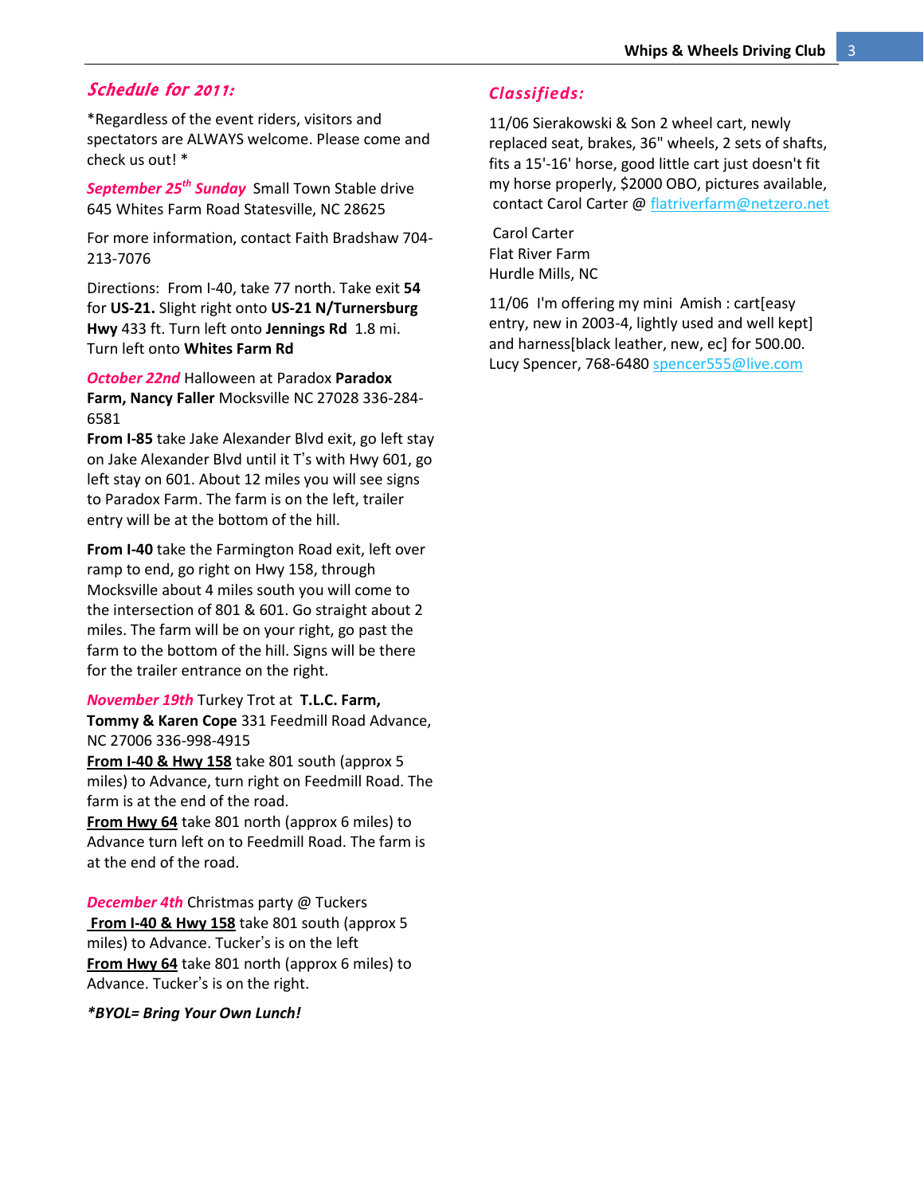## *Schedule for 2011:*

*Regardless of the event riders, visitors and spectators are ALWAYS welcome. Please come and check us out! *

***September 25th Sunday*** Small Town Stable drive 645 Whites Farm Road Statesville, NC 28625

For more information, contact Faith Bradshaw 704-213-7076

Directions: From I-40, take 77 north. Take exit **54** for **US-21.** Slight right onto **US-21 N/Turnersburg Hwy** 433 ft. Turn left onto **Jennings Rd** 1.8 mi. Turn left onto **Whites Farm Rd**

***October 22nd*** Halloween at Paradox **Paradox Farm, Nancy Faller** Mocksville NC 27028 336-284-6581

**From I-85** take Jake Alexander Blvd exit, go left stay on Jake Alexander Blvd until it T's with Hwy 601, go left stay on 601. About 12 miles you will see signs to Paradox Farm. The farm is on the left, trailer entry will be at the bottom of the hill.

**From I-40** take the Farmington Road exit, left over ramp to end, go right on Hwy 158, through Mocksville about 4 miles south you will come to the intersection of 801 & 601. Go straight about 2 miles. The farm will be on your right, go past the farm to the bottom of the hill. Signs will be there for the trailer entrance on the right.

***November 19th*** Turkey Trot at **T.L.C. Farm, Tommy & Karen Cope** 331 Feedmill Road Advance, NC 27006 336-998-4915

**From I-40 & Hwy 158** take 801 south (approx 5 miles) to Advance, turn right on Feedmill Road. The farm is at the end of the road.

**From Hwy 64** take 801 north (approx 6 miles) to Advance turn left on to Feedmill Road. The farm is at the end of the road.

***December 4th*** Christmas party @ Tuckers

**From I-40 & Hwy 158** take 801 south (approx 5 miles) to Advance. Tucker's is on the left

**From Hwy 64** take 801 north (approx 6 miles) to Advance. Tucker's is on the right.

***\*BYOL= Bring Your Own Lunch!***

## *Classifieds:*

11/06 Sierakowski & Son 2 wheel cart, newly replaced seat, brakes, 36" wheels, 2 sets of shafts, fits a 15'-16' horse, good little cart just doesn't fit my horse properly, $2000 OBO, pictures available, contact Carol Carter @ flatriverfarm@netzero.net

Carol Carter
Flat River Farm
Hurdle Mills, NC

11/06 I'm offering my mini Amish : cart[easy entry, new in 2003-4, lightly used and well kept] and harness[black leather, new, ec] for 500.00. Lucy Spencer, 768-6480 spencer555@live.com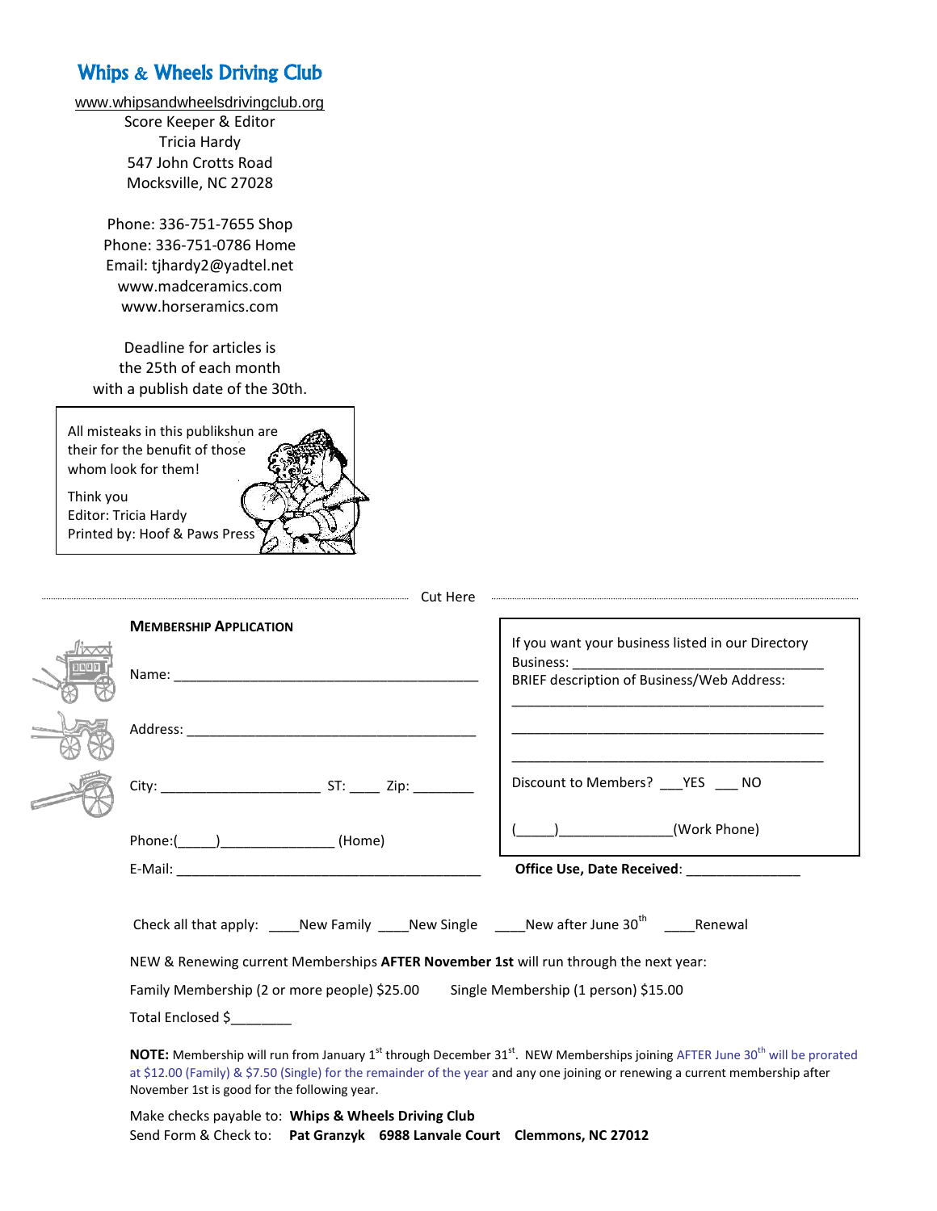## Whips & Wheels Driving Club

www.whipsandwheelsdrivingclub.org

Score Keeper & Editor
Tricia Hardy
547 John Crotts Road
Mocksville, NC 27028

Phone: 336-751-7655 Shop
Phone: 336-751-0786 Home
Email: tjhardy2@yadtel.net
www.madceramics.com
www.horseramics.com

Deadline for articles is the 25th of each month with a publish date of the 30th.

All misteaks in this publikshun are their for the benufit of those whom look for them!

Think you
Editor: Tricia Hardy
Printed by: Hoof & Paws Press

Cut Here

### MEMBERSHIP APPLICATION

Name: ________________________________________

Address: ______________________________________

City: _____________________ ST: ____ Zip: ________

Phone:(_____)_______________ (Home)

E-Mail: _________________________________________

If you want your business listed in our Directory
Business: ___________________________________
BRIEF description of Business/Web Address:
__________________________________________
__________________________________________
__________________________________________

Discount to Members? ___YES ___ NO

(_____)_______________(Work Phone)

**Office Use, Date Received**: _______________

Check all that apply: ____New Family ____New Single ____New after June 30th ____Renewal

NEW & Renewing current Memberships **AFTER November 1st** will run through the next year:

Family Membership (2 or more people) $25.00 Single Membership (1 person) $15.00

Total Enclosed $________

**NOTE:** Membership will run from January 1st through December 31st. NEW Memberships joining AFTER June 30th will be prorated at $12.00 (Family) & $7.50 (Single) for the remainder of the year and any one joining or renewing a current membership after November 1st is good for the following year.

Make checks payable to: **Whips & Wheels Driving Club**
Send Form & Check to: **Pat Granzyk 6988 Lanvale Court Clemmons, NC 27012**